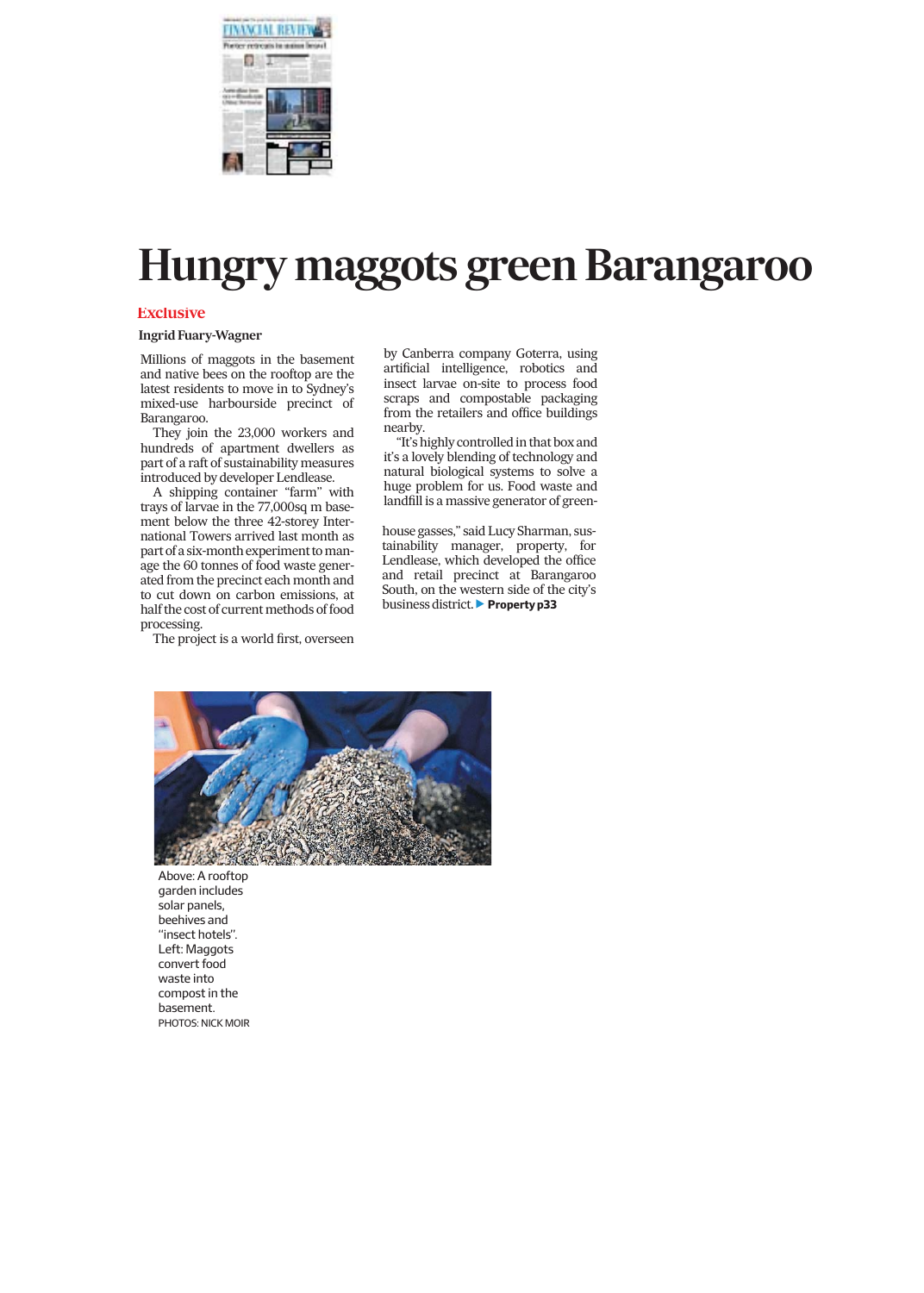# Hungry maggots green Barangaroo

Exclusive

**Ingrid Fuary-Wagner**

Millions of maggots in the basement and native bees on the rooftop are the latest residents to move in to Sydney's mixed-use harbourside precinct of Barangaroo.

They join the 23,000 workers and hundreds of apartment dwellers as part of a raft of sustainability measures introduced by developer Lendlease.

A shipping container "farm" with trays of larvae in the 77,000sq m basement below the three 42-storey International Towers arrived last month as part of a six-month experiment to manage the 60 tonnes of food waste generated from the precinct each month and to cut down on carbon emissions, at half the cost of current methods of food processing.

The project is a world first, overseen by Canberra company Goterra, using artificial intelligence, robotics and insect larvae on-site to process food scraps and compostable packaging from the retailers and office buildings nearby.

"It's highly controlled in that box and it's a lovely blending of technology and natural biological systems to solve a huge problem for us. Food waste and landfill is a massive generator of greenhouse gasses," said Lucy Sharman, sustainability manager, property, for Lendlease, which developed the office and retail precinct at Barangaroo South, on the western side of the city's business district. ▶ **Property p33**

Above: A rooftop garden includes solar panels, beehives and "insect hotels". Left: Maggots convert food waste into compost in the basement.
PHOTOS: NICK MOIR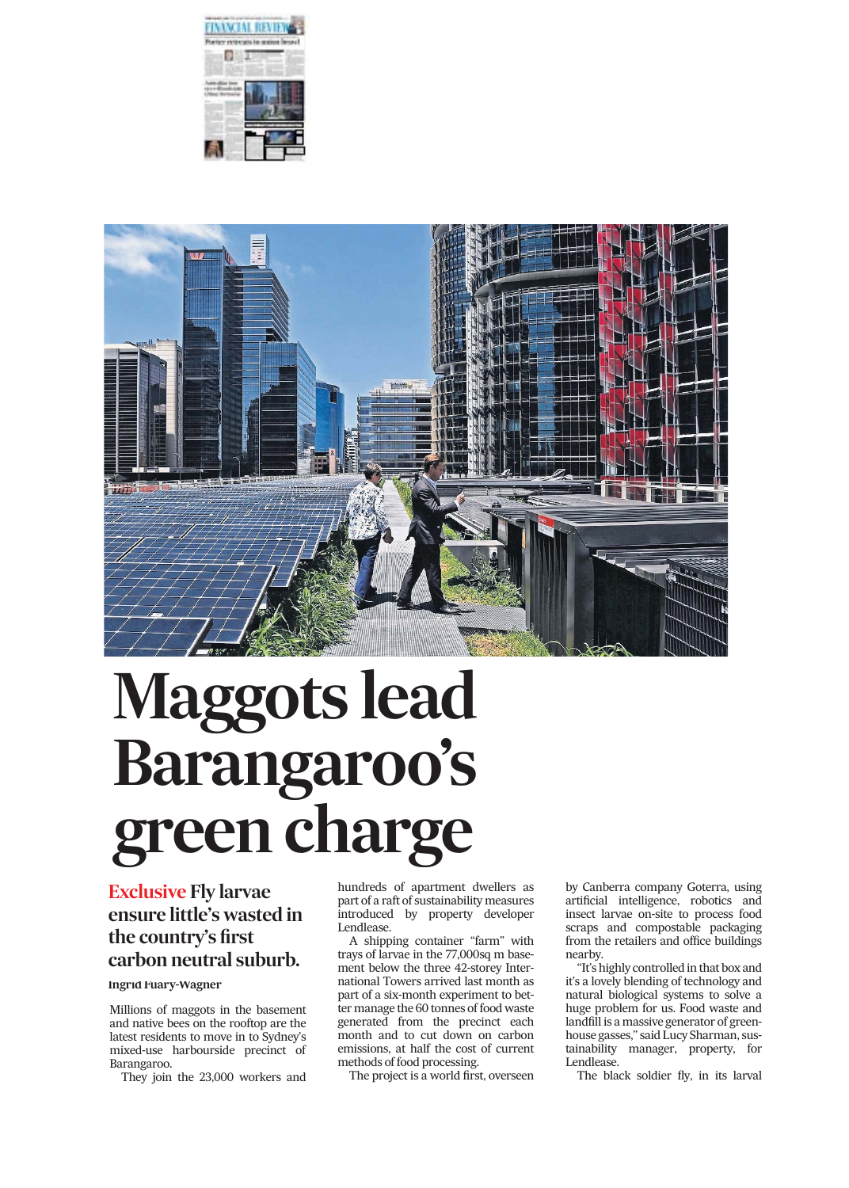# Maggots lead Barangaroo's green charge

**Exclusive Fly larvae ensure little's wasted in the country's first carbon neutral suburb.**

Ingrid Fuary-Wagner

Millions of maggots in the basement and native bees on the rooftop are the latest residents to move in to Sydney's mixed-use harbourside precinct of Barangaroo.

They join the 23,000 workers and hundreds of apartment dwellers as part of a raft of sustainability measures introduced by property developer Lendlease.

A shipping container "farm" with trays of larvae in the 77,000sq m basement below the three 42-storey International Towers arrived last month as part of a six-month experiment to better manage the 60 tonnes of food waste generated from the precinct each month and to cut down on carbon emissions, at half the cost of current methods of food processing.

The project is a world first, overseen by Canberra company Goterra, using artificial intelligence, robotics and insect larvae on-site to process food scraps and compostable packaging from the retailers and office buildings nearby.

"It's highly controlled in that box and it's a lovely blending of technology and natural biological systems to solve a huge problem for us. Food waste and landfill is a massive generator of greenhouse gasses," said Lucy Sharman, sustainability manager, property, for Lendlease.

The black soldier fly, in its larval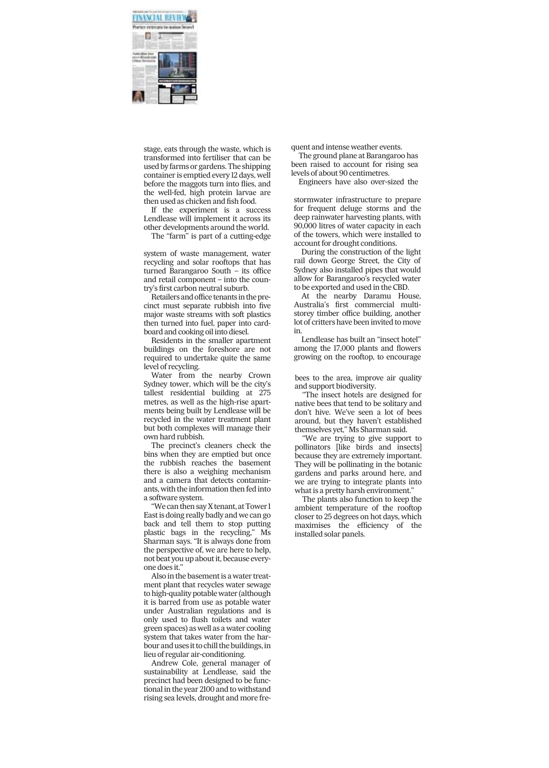stage, eats through the waste, which is transformed into fertiliser that can be used by farms or gardens. The shipping container is emptied every 12 days, well before the maggots turn into flies, and the well-fed, high protein larvae are then used as chicken and fish food.

If the experiment is a success Lendlease will implement it across its other developments around the world.

The "farm" is part of a cutting-edge system of waste management, water recycling and solar rooftops that has turned Barangaroo South – its office and retail component – into the country's first carbon neutral suburb.

Retailers and office tenants in the precinct must separate rubbish into five major waste streams with soft plastics then turned into fuel, paper into cardboard and cooking oil into diesel.

Residents in the smaller apartment buildings on the foreshore are not required to undertake quite the same level of recycling.

Water from the nearby Crown Sydney tower, which will be the city's tallest residential building at 275 metres, as well as the high-rise apartments being built by Lendlease will be recycled in the water treatment plant but both complexes will manage their own hard rubbish.

The precinct's cleaners check the bins when they are emptied but once the rubbish reaches the basement there is also a weighing mechanism and a camera that detects contaminants, with the information then fed into a software system.

"We can then say X tenant, at Tower 1 East is doing really badly and we can go back and tell them to stop putting plastic bags in the recycling," Ms Sharman says. "It is always done from the perspective of, we are here to help, not beat you up about it, because everyone does it."

Also in the basement is a water treatment plant that recycles water sewage to high-quality potable water (although it is barred from use as potable water under Australian regulations and is only used to flush toilets and water green spaces) as well as a water cooling system that takes water from the harbour and uses it to chill the buildings, in lieu of regular air-conditioning.

Andrew Cole, general manager of sustainability at Lendlease, said the precinct had been designed to be functional in the year 2100 and to withstand rising sea levels, drought and more frequent and intense weather events.

The ground plane at Barangaroo has been raised to account for rising sea levels of about 90 centimetres.

Engineers have also over-sized the stormwater infrastructure to prepare for frequent deluge storms and the deep rainwater harvesting plants, with 90,000 litres of water capacity in each of the towers, which were installed to account for drought conditions.

During the construction of the light rail down George Street, the City of Sydney also installed pipes that would allow for Barangaroo's recycled water to be exported and used in the CBD.

At the nearby Daramu House, Australia's first commercial multi-storey timber office building, another lot of critters have been invited to move in.

Lendlease has built an "insect hotel" among the 17,000 plants and flowers growing on the rooftop, to encourage bees to the area, improve air quality and support biodiversity.

"The insect hotels are designed for native bees that tend to be solitary and don't hive. We've seen a lot of bees around, but they haven't established themselves yet," Ms Sharman said.

"We are trying to give support to pollinators [like birds and insects] because they are extremely important. They will be pollinating in the botanic gardens and parks around here, and we are trying to integrate plants into what is a pretty harsh environment."

The plants also function to keep the ambient temperature of the rooftop closer to 25 degrees on hot days, which maximises the efficiency of the installed solar panels.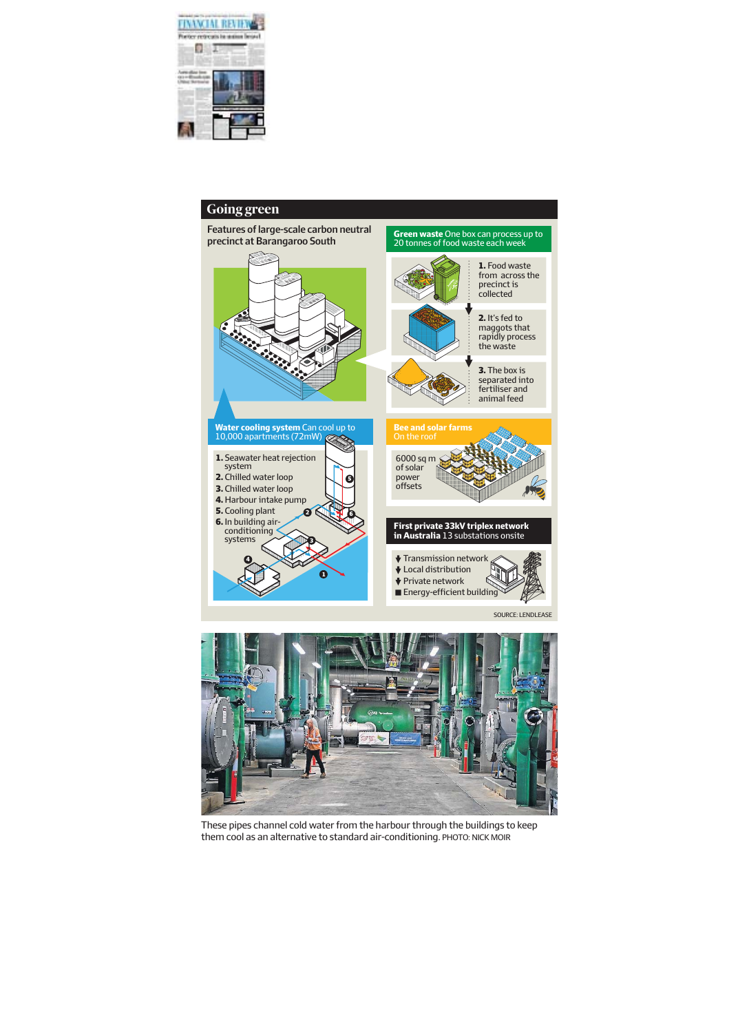## Going green

Features of large-scale carbon neutral precinct at Barangaroo South

**Green waste** One box can process up to 20 tonnes of food waste each week

**1.** Food waste from across the precinct is collected

**2.** It's fed to maggots that rapidly process the waste

**3.** The box is separated into fertiliser and animal feed

**Water cooling system** Can cool up to 10,000 apartments (72mW)

1. Seawater heat rejection system
2. Chilled water loop
3. Chilled water loop
4. Harbour intake pump
5. Cooling plant
6. In building air-conditioning systems

**Bee and solar farms** On the roof

6000 sq m of solar power offsets

**First private 33kV triplex network in Australia** 13 substations onsite

- Transmission network
- Local distribution
- Private network
- Energy-efficient building

SOURCE: LENDLEASE

These pipes channel cold water from the harbour through the buildings to keep them cool as an alternative to standard air-conditioning. PHOTO: NICK MOIR